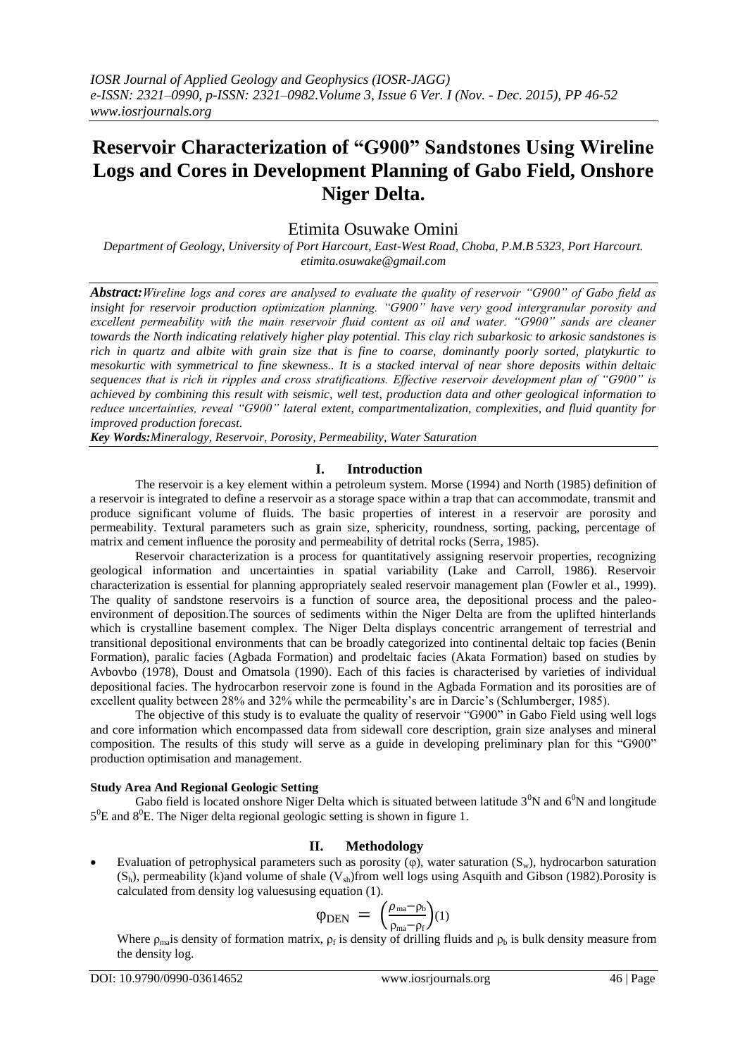# Reservoir Characterization of "G900" Sandstones Using Wireline Logs and Cores in Development Planning of Gabo Field, Onshore Niger Delta.

Etimita Osuwake Omini

*Department of Geology, University of Port Harcourt, East-West Road, Choba, P.M.B 5323, Port Harcourt.*
*etimita.osuwake@gmail.com*

***Abstract:*** *Wireline logs and cores are analysed to evaluate the quality of reservoir "G900" of Gabo field as insight for reservoir production optimization planning. "G900" have very good intergranular porosity and excellent permeability with the main reservoir fluid content as oil and water. "G900" sands are cleaner towards the North indicating relatively higher play potential. This clay rich subarkosic to arkosic sandstones is rich in quartz and albite with grain size that is fine to coarse, dominantly poorly sorted, platykurtic to mesokurtic with symmetrical to fine skewness.. It is a stacked interval of near shore deposits within deltaic sequences that is rich in ripples and cross stratifications. Effective reservoir development plan of "G900" is achieved by combining this result with seismic, well test, production data and other geological information to reduce uncertainties, reveal "G900" lateral extent, compartmentalization, complexities, and fluid quantity for improved production forecast.*

***Key Words:*** *Mineralogy, Reservoir, Porosity, Permeability, Water Saturation*

## I. Introduction

The reservoir is a key element within a petroleum system. Morse (1994) and North (1985) definition of a reservoir is integrated to define a reservoir as a storage space within a trap that can accommodate, transmit and produce significant volume of fluids. The basic properties of interest in a reservoir are porosity and permeability. Textural parameters such as grain size, sphericity, roundness, sorting, packing, percentage of matrix and cement influence the porosity and permeability of detrital rocks (Serra, 1985).

Reservoir characterization is a process for quantitatively assigning reservoir properties, recognizing geological information and uncertainties in spatial variability (Lake and Carroll, 1986). Reservoir characterization is essential for planning appropriately sealed reservoir management plan (Fowler et al., 1999). The quality of sandstone reservoirs is a function of source area, the depositional process and the paleo-environment of deposition.The sources of sediments within the Niger Delta are from the uplifted hinterlands which is crystalline basement complex. The Niger Delta displays concentric arrangement of terrestrial and transitional depositional environments that can be broadly categorized into continental deltaic top facies (Benin Formation), paralic facies (Agbada Formation) and prodeltaic facies (Akata Formation) based on studies by Avbovbo (1978), Doust and Omatsola (1990). Each of this facies is characterised by varieties of individual depositional facies. The hydrocarbon reservoir zone is found in the Agbada Formation and its porosities are of excellent quality between 28% and 32% while the permeability's are in Darcie's (Schlumberger, 1985).

The objective of this study is to evaluate the quality of reservoir "G900" in Gabo Field using well logs and core information which encompassed data from sidewall core description, grain size analyses and mineral composition. The results of this study will serve as a guide in developing preliminary plan for this "G900" production optimisation and management.

### Study Area And Regional Geologic Setting

Gabo field is located onshore Niger Delta which is situated between latitude $3^0$N and $6^0$N and longitude $5^0$E and $8^0$E. The Niger delta regional geologic setting is shown in figure 1.

## II. Methodology

- Evaluation of petrophysical parameters such as porosity ($\varphi$), water saturation ($S_w$), hydrocarbon saturation ($S_h$), permeability (k)and volume of shale ($V_{sh}$)from well logs using Asquith and Gibson (1982).Porosity is calculated from density log valuesusing equation (1).

$$\varphi_{DEN} = \left(\frac{\rho_{ma} - \rho_b}{\rho_{ma} - \rho_f}\right) (1)$$

Where $\rho_{ma}$is density of formation matrix, $\rho_f$ is density of drilling fluids and $\rho_b$ is bulk density measure from the density log.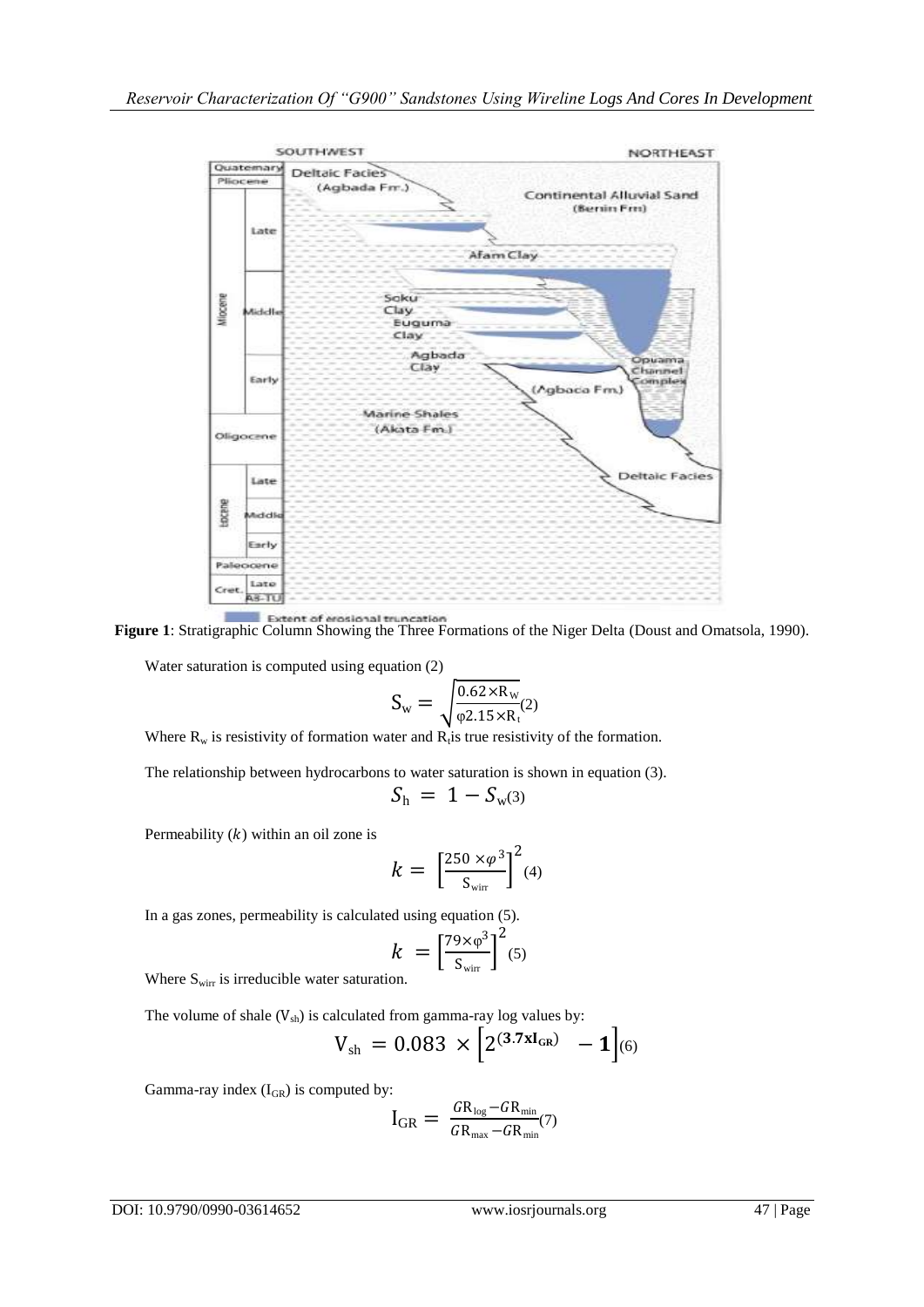**Figure 1**: Stratigraphic Column Showing the Three Formations of the Niger Delta (Doust and Omatsola, 1990).

Water saturation is computed using equation (2)

$$S_w = \sqrt{\frac{0.62 \times R_w}{\varphi 2.15 \times R_t}} \quad (2)$$

Where $R_w$ is resistivity of formation water and $R_t$ is true resistivity of the formation.

The relationship between hydrocarbons to water saturation is shown in equation (3).

$$S_h = 1 - S_w \quad (3)$$

Permeability ($k$) within an oil zone is

$$k = \left[\frac{250 \times \varphi^3}{S_{wirr}}\right]^2 \quad (4)$$

In a gas zones, permeability is calculated using equation (5).

$$k = \left[\frac{79 \times \varphi^3}{S_{wirr}}\right]^2 \quad (5)$$

Where $S_{wirr}$ is irreducible water saturation.

The volume of shale ($V_{sh}$) is calculated from gamma-ray log values by:

$$V_{sh} = 0.083 \times \left[2^{(3.7 \times I_{GR})} - 1\right] \quad (6)$$

Gamma-ray index ($I_{GR}$) is computed by:

$$I_{GR} = \frac{GR_{log} - GR_{min}}{GR_{max} - GR_{min}} \quad (7)$$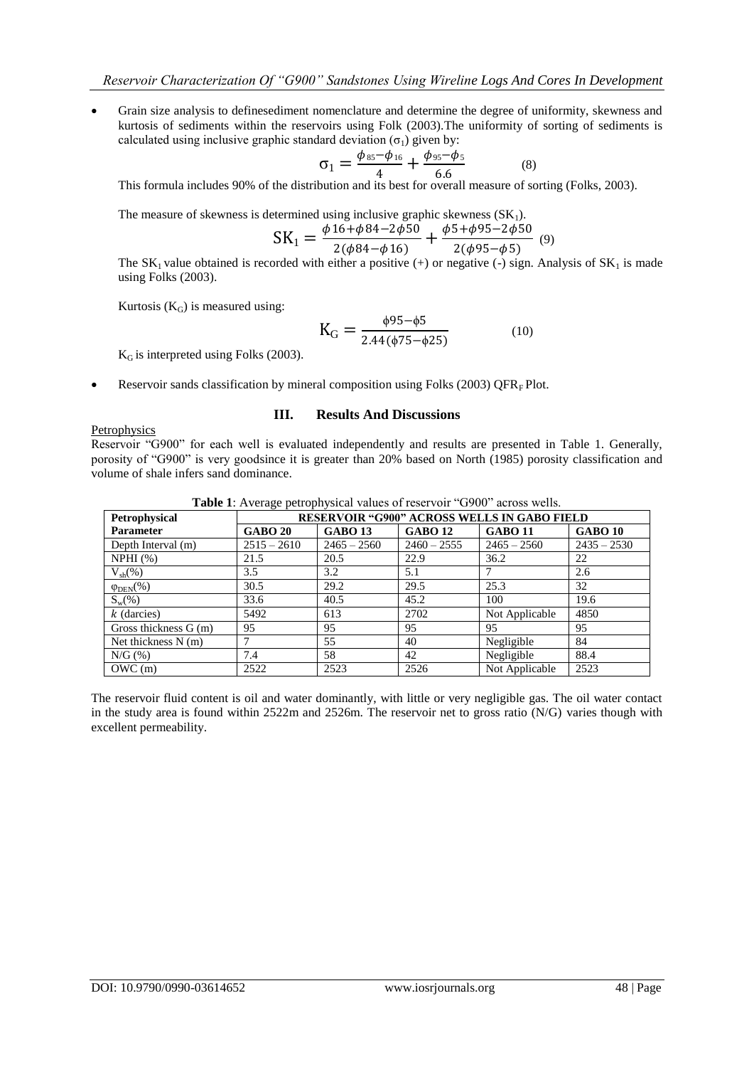- Grain size analysis to definesediment nomenclature and determine the degree of uniformity, skewness and kurtosis of sediments within the reservoirs using Folk (2003).The uniformity of sorting of sediments is calculated using inclusive graphic standard deviation ($\sigma_1$) given by:

$$\sigma_1 = \frac{\phi_{85} - \phi_{16}}{4} + \frac{\phi_{95} - \phi_5}{6.6} \quad (8)$$

This formula includes 90% of the distribution and its best for overall measure of sorting (Folks, 2003).

The measure of skewness is determined using inclusive graphic skewness ($SK_1$).

$$SK_1 = \frac{\phi 16 + \phi 84 - 2\phi 50}{2(\phi 84 - \phi 16)} + \frac{\phi 5 + \phi 95 - 2\phi 50}{2(\phi 95 - \phi 5)} \quad (9)$$

The $SK_1$ value obtained is recorded with either a positive (+) or negative (-) sign. Analysis of $SK_1$ is made using Folks (2003).

Kurtosis ($K_G$) is measured using:

$$K_G = \frac{\phi 95 - \phi 5}{2.44(\phi 75 - \phi 25)} \quad (10)$$

$K_G$ is interpreted using Folks (2003).

- Reservoir sands classification by mineral composition using Folks (2003) $QFR_F$ Plot.

## III. Results And Discussions

Petrophysics

Reservoir "G900" for each well is evaluated independently and results are presented in Table 1. Generally, porosity of "G900" is very goodsince it is greater than 20% based on North (1985) porosity classification and volume of shale infers sand dominance.

**Table 1**: Average petrophysical values of reservoir "G900" across wells.

| Petrophysical Parameter | RESERVOIR "G900" ACROSS WELLS IN GABO FIELD | | | | |
|---|---|---|---|---|---|
| | GABO 20 | GABO 13 | GABO 12 | GABO 11 | GABO 10 |
| Depth Interval (m) | 2515 – 2610 | 2465 – 2560 | 2460 – 2555 | 2465 – 2560 | 2435 – 2530 |
| NPHI (%) | 21.5 | 20.5 | 22.9 | 36.2 | 22 |
| $V_{sh}$(%) | 3.5 | 3.2 | 5.1 | 7 | 2.6 |
| $\varphi_{DEN}$(%) | 30.5 | 29.2 | 29.5 | 25.3 | 32 |
| $S_w$(%) | 33.6 | 40.5 | 45.2 | 100 | 19.6 |
| $k$ (darcies) | 5492 | 613 | 2702 | Not Applicable | 4850 |
| Gross thickness G (m) | 95 | 95 | 95 | 95 | 95 |
| Net thickness N (m) | 7 | 55 | 40 | Negligible | 84 |
| N/G (%) | 7.4 | 58 | 42 | Negligible | 88.4 |
| OWC (m) | 2522 | 2523 | 2526 | Not Applicable | 2523 |

The reservoir fluid content is oil and water dominantly, with little or very negligible gas. The oil water contact in the study area is found within 2522m and 2526m. The reservoir net to gross ratio (N/G) varies though with excellent permeability.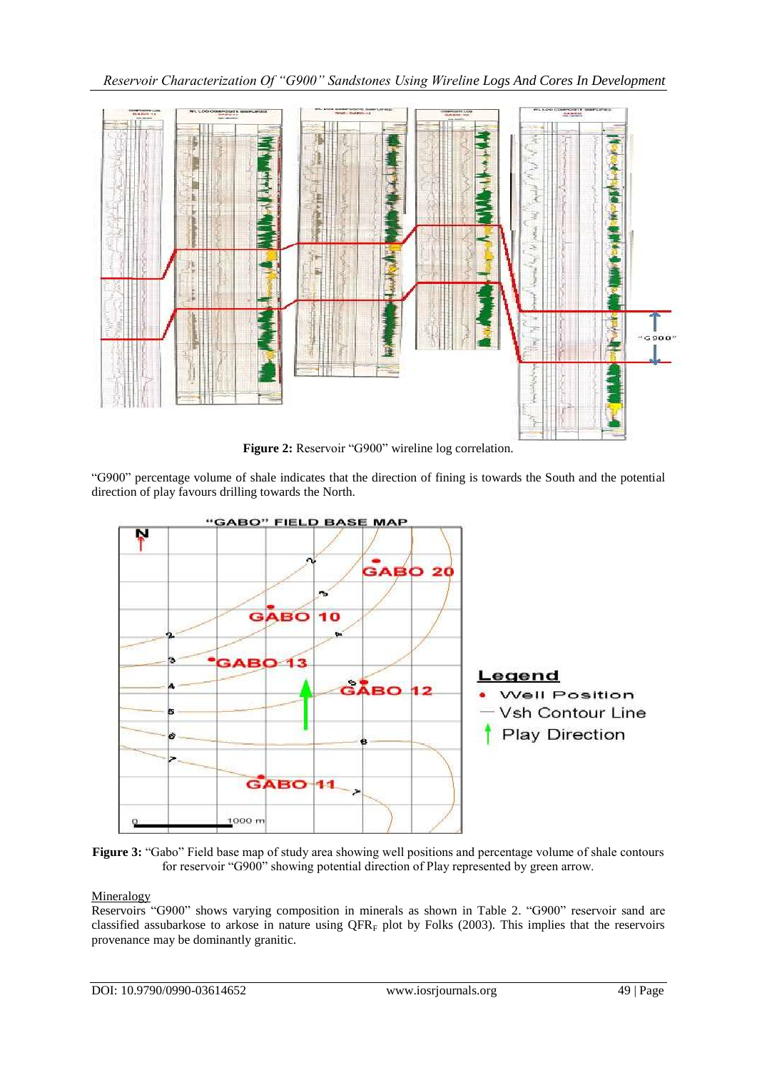**Figure 2:** Reservoir "G900" wireline log correlation.

"G900" percentage volume of shale indicates that the direction of fining is towards the South and the potential direction of play favours drilling towards the North.

**Figure 3:** "Gabo" Field base map of study area showing well positions and percentage volume of shale contours for reservoir "G900" showing potential direction of Play represented by green arrow.

Mineralogy

Reservoirs "G900" shows varying composition in minerals as shown in Table 2. "G900" reservoir sand are classified assubarkose to arkose in nature using $QFR_F$ plot by Folks (2003). This implies that the reservoirs provenance may be dominantly granitic.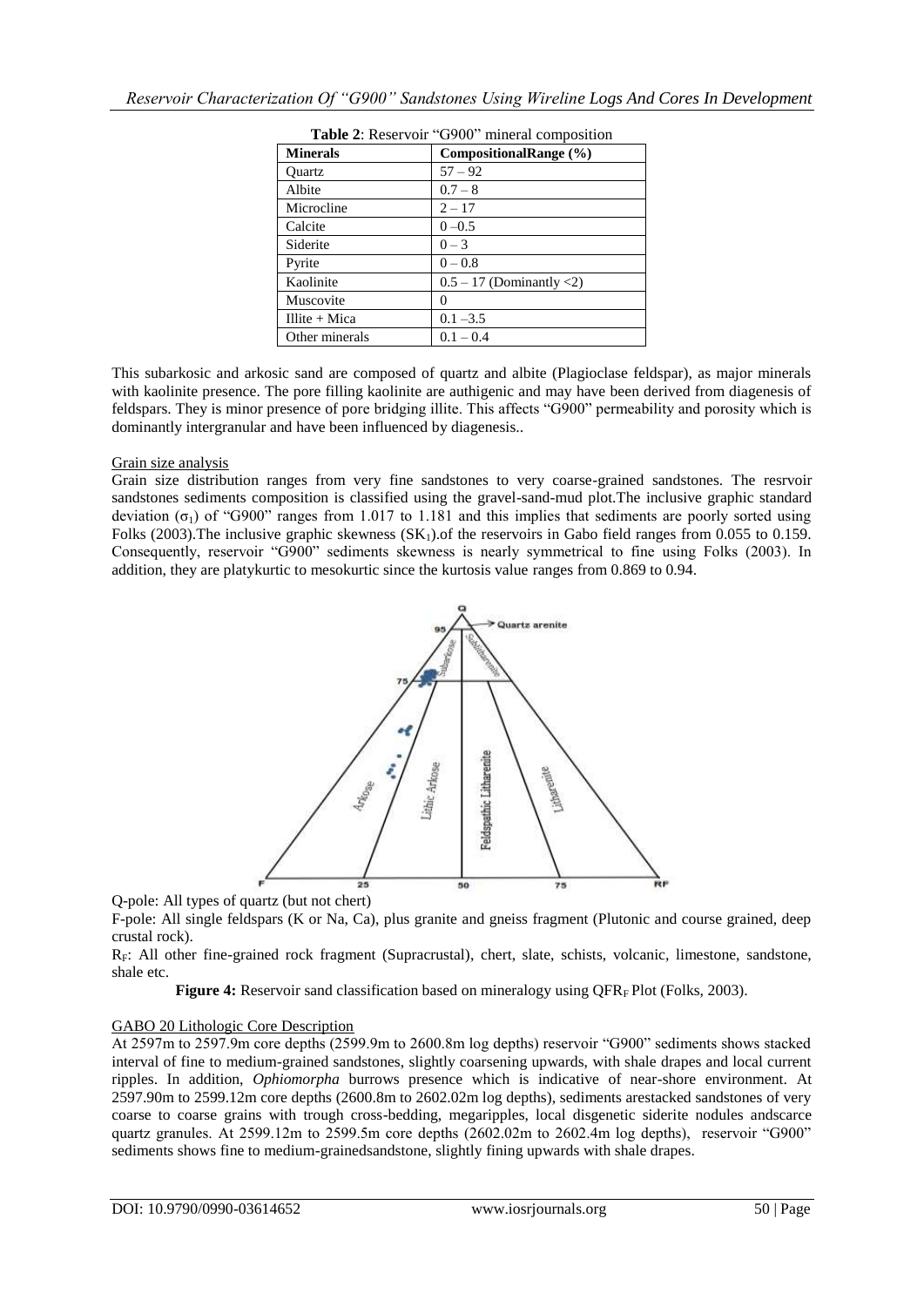**Table 2**: Reservoir "G900" mineral composition

| **Minerals** | **CompositionalRange (%)** |
|---|---|
| Quartz | 57 – 92 |
| Albite | 0.7 – 8 |
| Microcline | 2 – 17 |
| Calcite | 0 –0.5 |
| Siderite | 0 – 3 |
| Pyrite | 0 – 0.8 |
| Kaolinite | 0.5 – 17 (Dominantly <2) |
| Muscovite | 0 |
| Illite + Mica | 0.1 –3.5 |
| Other minerals | 0.1 – 0.4 |

This subarkosic and arkosic sand are composed of quartz and albite (Plagioclase feldspar), as major minerals with kaolinite presence. The pore filling kaolinite are authigenic and may have been derived from diagenesis of feldspars. They is minor presence of pore bridging illite. This affects "G900" permeability and porosity which is dominantly intergranular and have been influenced by diagenesis..

Grain size analysis

Grain size distribution ranges from very fine sandstones to very coarse-grained sandstones. The resrvoir sandstones sediments composition is classified using the gravel-sand-mud plot.The inclusive graphic standard deviation ($\sigma_1$) of "G900" ranges from 1.017 to 1.181 and this implies that sediments are poorly sorted using Folks (2003).The inclusive graphic skewness ($SK_1$).of the reservoirs in Gabo field ranges from 0.055 to 0.159. Consequently, reservoir "G900" sediments skewness is nearly symmetrical to fine using Folks (2003). In addition, they are platykurtic to mesokurtic since the kurtosis value ranges from 0.869 to 0.94.

Q-pole: All types of quartz (but not chert)

F-pole: All single feldspars (K or Na, Ca), plus granite and gneiss fragment (Plutonic and course grained, deep crustal rock).

$R_F$: All other fine-grained rock fragment (Supracrustal), chert, slate, schists, volcanic, limestone, sandstone, shale etc.

**Figure 4:** Reservoir sand classification based on mineralogy using $QFR_F$ Plot (Folks, 2003).

GABO 20 Lithologic Core Description

At 2597m to 2597.9m core depths (2599.9m to 2600.8m log depths) reservoir "G900" sediments shows stacked interval of fine to medium-grained sandstones, slightly coarsening upwards, with shale drapes and local current ripples. In addition, *Ophiomorpha* burrows presence which is indicative of near-shore environment. At 2597.90m to 2599.12m core depths (2600.8m to 2602.02m log depths), sediments arestacked sandstones of very coarse to coarse grains with trough cross-bedding, megaripples, local disgenetic siderite nodules andscarce quartz granules. At 2599.12m to 2599.5m core depths (2602.02m to 2602.4m log depths), reservoir "G900" sediments shows fine to medium-grainedsandstone, slightly fining upwards with shale drapes.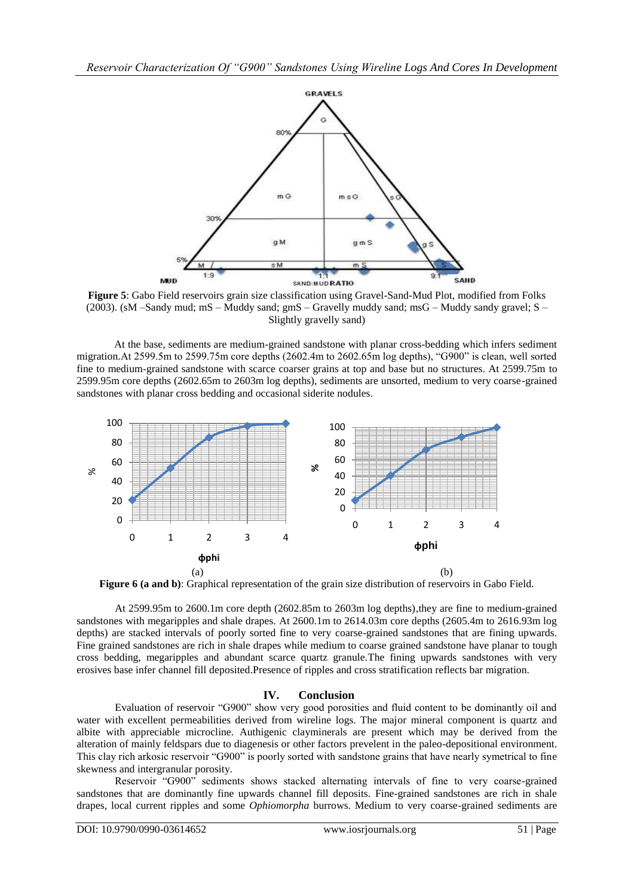**Figure 5**: Gabo Field reservoirs grain size classification using Gravel-Sand-Mud Plot, modified from Folks (2003). (sM –Sandy mud; mS – Muddy sand; gmS – Gravelly muddy sand; msG – Muddy sandy gravel; S – Slightly gravelly sand)

At the base, sediments are medium-grained sandstone with planar cross-bedding which infers sediment migration.At 2599.5m to 2599.75m core depths (2602.4m to 2602.65m log depths), "G900" is clean, well sorted fine to medium-grained sandstone with scarce coarser grains at top and base but no structures. At 2599.75m to 2599.95m core depths (2602.65m to 2603m log depths), sediments are unsorted, medium to very coarse-grained sandstones with planar cross bedding and occasional siderite nodules.

(a) (b)

**Figure 6 (a and b)**: Graphical representation of the grain size distribution of reservoirs in Gabo Field.

At 2599.95m to 2600.1m core depth (2602.85m to 2603m log depths),they are fine to medium-grained sandstones with megaripples and shale drapes. At 2600.1m to 2614.03m core depths (2605.4m to 2616.93m log depths) are stacked intervals of poorly sorted fine to very coarse-grained sandstones that are fining upwards. Fine grained sandstones are rich in shale drapes while medium to coarse grained sandstone have planar to tough cross bedding, megaripples and abundant scarce quartz granule.The fining upwards sandstones with very erosives base infer channel fill deposited.Presence of ripples and cross stratification reflects bar migration.

## IV. Conclusion

Evaluation of reservoir "G900" show very good porosities and fluid content to be dominantly oil and water with excellent permeabilities derived from wireline logs. The major mineral component is quartz and albite with appreciable microcline. Authigenic clayminerals are present which may be derived from the alteration of mainly feldspars due to diagenesis or other factors prevelent in the paleo-depositional environment. This clay rich arkosic reservoir "G900" is poorly sorted with sandstone grains that have nearly symetrical to fine skewness and intergranular porosity.

Reservoir "G900" sediments shows stacked alternating intervals of fine to very coarse-grained sandstones that are dominantly fine upwards channel fill deposits. Fine-grained sandstones are rich in shale drapes, local current ripples and some *Ophiomorpha* burrows. Medium to very coarse-grained sediments are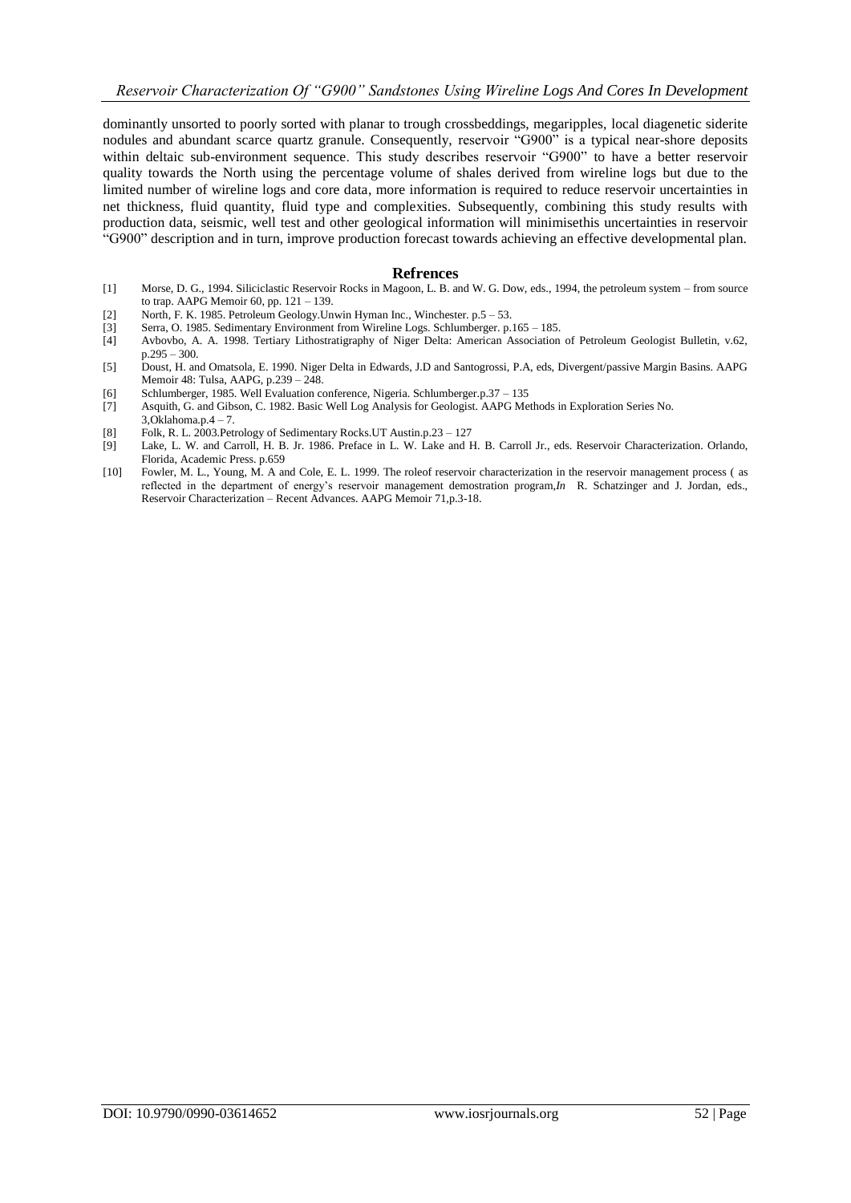dominantly unsorted to poorly sorted with planar to trough crossbeddings, megaripples, local diagenetic siderite nodules and abundant scarce quartz granule. Consequently, reservoir "G900" is a typical near-shore deposits within deltaic sub-environment sequence. This study describes reservoir "G900" to have a better reservoir quality towards the North using the percentage volume of shales derived from wireline logs but due to the limited number of wireline logs and core data, more information is required to reduce reservoir uncertainties in net thickness, fluid quantity, fluid type and complexities. Subsequently, combining this study results with production data, seismic, well test and other geological information will minimisethis uncertainties in reservoir "G900" description and in turn, improve production forecast towards achieving an effective developmental plan.

## Refrences

[1] Morse, D. G., 1994. Siliciclastic Reservoir Rocks in Magoon, L. B. and W. G. Dow, eds., 1994, the petroleum system – from source to trap. AAPG Memoir 60, pp. 121 – 139.

[2] North, F. K. 1985. Petroleum Geology.Unwin Hyman Inc., Winchester. p.5 – 53.

[3] Serra, O. 1985. Sedimentary Environment from Wireline Logs. Schlumberger. p.165 – 185.

[4] Avbovbo, A. A. 1998. Tertiary Lithostratigraphy of Niger Delta: American Association of Petroleum Geologist Bulletin, v.62, p.295 – 300.

[5] Doust, H. and Omatsola, E. 1990. Niger Delta in Edwards, J.D and Santogrossi, P.A, eds, Divergent/passive Margin Basins. AAPG Memoir 48: Tulsa, AAPG, p.239 – 248.

[6] Schlumberger, 1985. Well Evaluation conference, Nigeria. Schlumberger.p.37 – 135

[7] Asquith, G. and Gibson, C. 1982. Basic Well Log Analysis for Geologist. AAPG Methods in Exploration Series No. 3,Oklahoma.p.4 – 7.

[8] Folk, R. L. 2003.Petrology of Sedimentary Rocks.UT Austin.p.23 – 127

[9] Lake, L. W. and Carroll, H. B. Jr. 1986. Preface in L. W. Lake and H. B. Carroll Jr., eds. Reservoir Characterization. Orlando, Florida, Academic Press. p.659

[10] Fowler, M. L., Young, M. A and Cole, E. L. 1999. The roleof reservoir characterization in the reservoir management process ( as reflected in the department of energy's reservoir management demostration program,*In* R. Schatzinger and J. Jordan, eds., Reservoir Characterization – Recent Advances. AAPG Memoir 71,p.3-18.